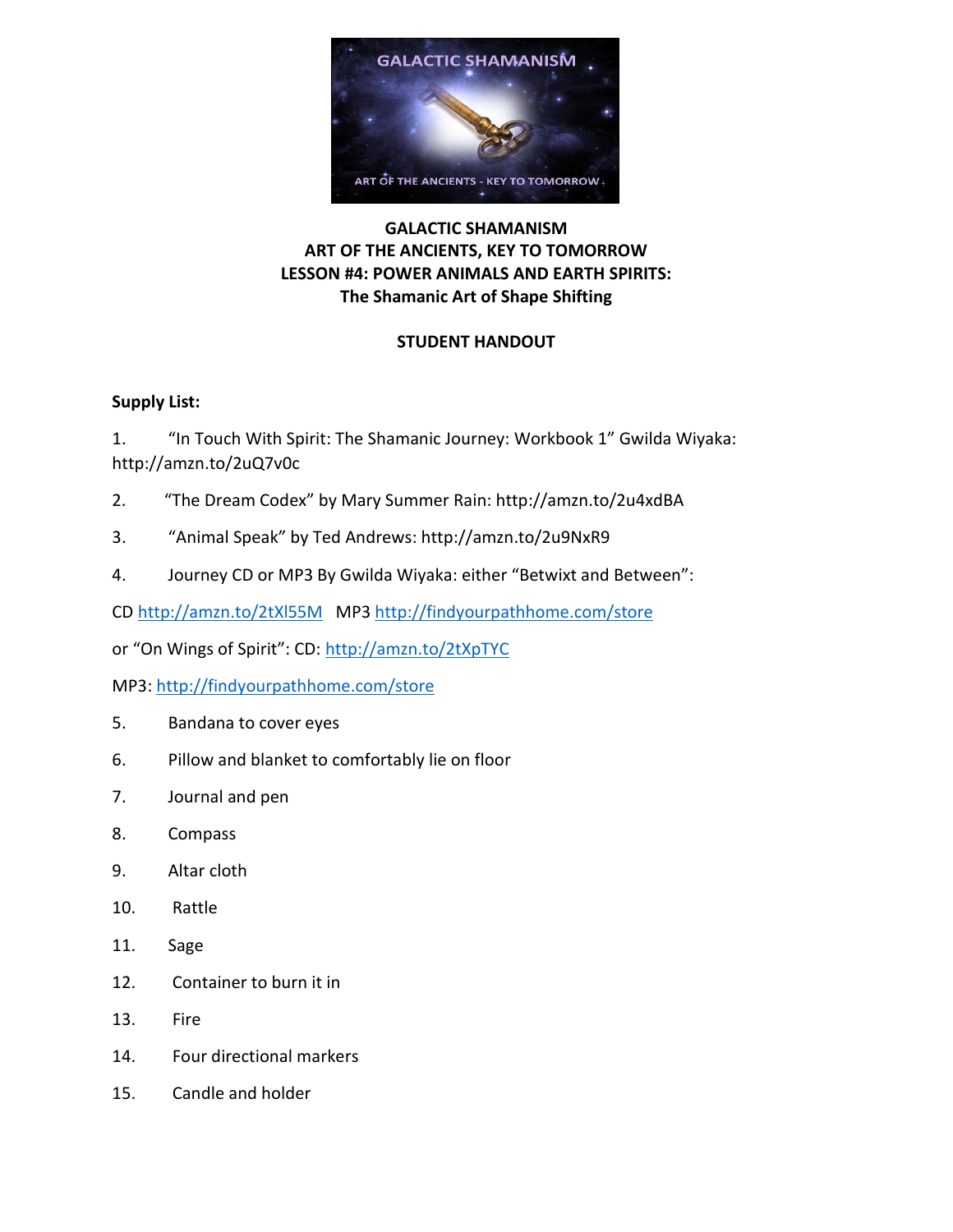# GALACTIC SHAMANISM

## ART OF THE ANCIENTS, KEY TO TOMORROW

## LESSON #4: POWER ANIMALS AND EARTH SPIRITS:

### The Shamanic Art of Shape Shifting

**STUDENT HANDOUT**

**Supply List:**

1. "In Touch With Spirit: The Shamanic Journey: Workbook 1" Gwilda Wiyaka: http://amzn.to/2uQ7v0c
2. "The Dream Codex" by Mary Summer Rain: http://amzn.to/2u4xdBA
3. "Animal Speak" by Ted Andrews: http://amzn.to/2u9NxR9
4. Journey CD or MP3 By Gwilda Wiyaka: either "Betwixt and Between":

CD http://amzn.to/2tXl55M MP3 http://findyourpathhome.com/store

or "On Wings of Spirit": CD: http://amzn.to/2tXpTYC

MP3: http://findyourpathhome.com/store

5. Bandana to cover eyes
6. Pillow and blanket to comfortably lie on floor
7. Journal and pen
8. Compass
9. Altar cloth
10. Rattle
11. Sage
12. Container to burn it in
13. Fire
14. Four directional markers
15. Candle and holder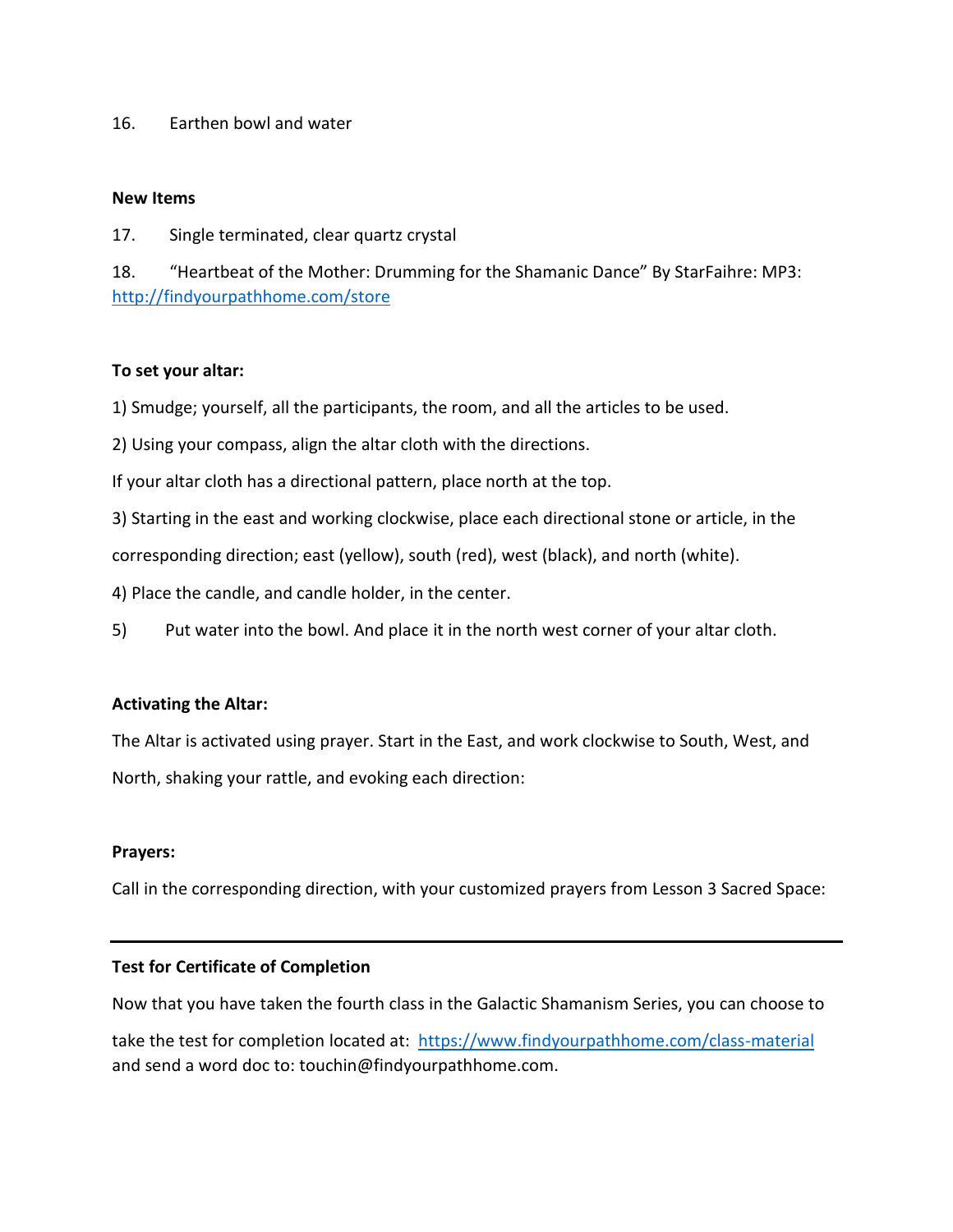16. Earthen bowl and water

**New Items**

17. Single terminated, clear quartz crystal

18. "Heartbeat of the Mother: Drumming for the Shamanic Dance" By StarFaihre: MP3: http://findyourpathhome.com/store

**To set your altar:**

1) Smudge; yourself, all the participants, the room, and all the articles to be used.

2) Using your compass, align the altar cloth with the directions.

If your altar cloth has a directional pattern, place north at the top.

3) Starting in the east and working clockwise, place each directional stone or article, in the corresponding direction; east (yellow), south (red), west (black), and north (white).

4) Place the candle, and candle holder, in the center.

5) Put water into the bowl. And place it in the north west corner of your altar cloth.

**Activating the Altar:**

The Altar is activated using prayer. Start in the East, and work clockwise to South, West, and North, shaking your rattle, and evoking each direction:

**Prayers:**

Call in the corresponding direction, with your customized prayers from Lesson 3 Sacred Space:

---

**Test for Certificate of Completion**

Now that you have taken the fourth class in the Galactic Shamanism Series, you can choose to take the test for completion located at: https://www.findyourpathhome.com/class-material and send a word doc to: touchin@findyourpathhome.com.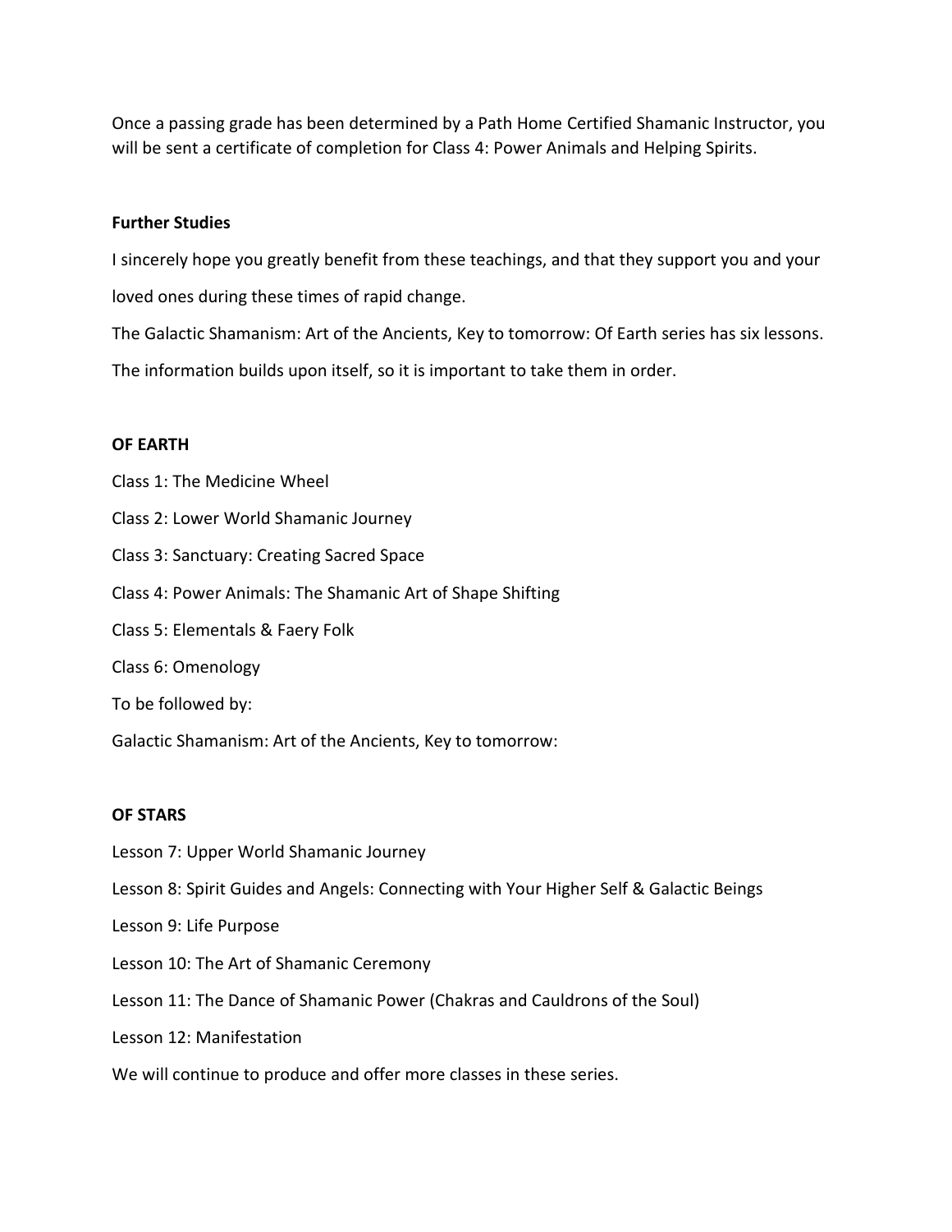Once a passing grade has been determined by a Path Home Certified Shamanic Instructor, you will be sent a certificate of completion for Class 4: Power Animals and Helping Spirits.

**Further Studies**

I sincerely hope you greatly benefit from these teachings, and that they support you and your loved ones during these times of rapid change.

The Galactic Shamanism: Art of the Ancients, Key to tomorrow: Of Earth series has six lessons. The information builds upon itself, so it is important to take them in order.

**OF EARTH**

Class 1: The Medicine Wheel

Class 2: Lower World Shamanic Journey

Class 3: Sanctuary: Creating Sacred Space

Class 4: Power Animals: The Shamanic Art of Shape Shifting

Class 5: Elementals & Faery Folk

Class 6: Omenology

To be followed by:

Galactic Shamanism: Art of the Ancients, Key to tomorrow:

**OF STARS**

Lesson 7: Upper World Shamanic Journey

Lesson 8: Spirit Guides and Angels: Connecting with Your Higher Self & Galactic Beings

Lesson 9: Life Purpose

Lesson 10: The Art of Shamanic Ceremony

Lesson 11: The Dance of Shamanic Power (Chakras and Cauldrons of the Soul)

Lesson 12: Manifestation

We will continue to produce and offer more classes in these series.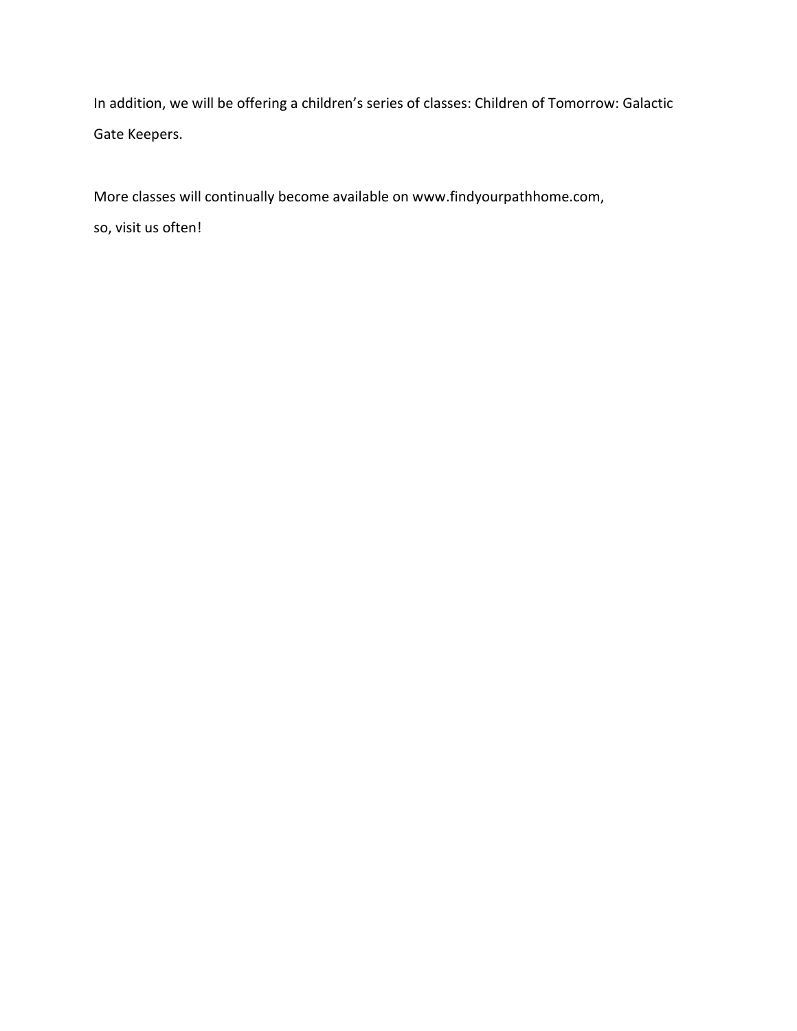In addition, we will be offering a children's series of classes: Children of Tomorrow: Galactic Gate Keepers.

More classes will continually become available on www.findyourpathhome.com, so, visit us often!